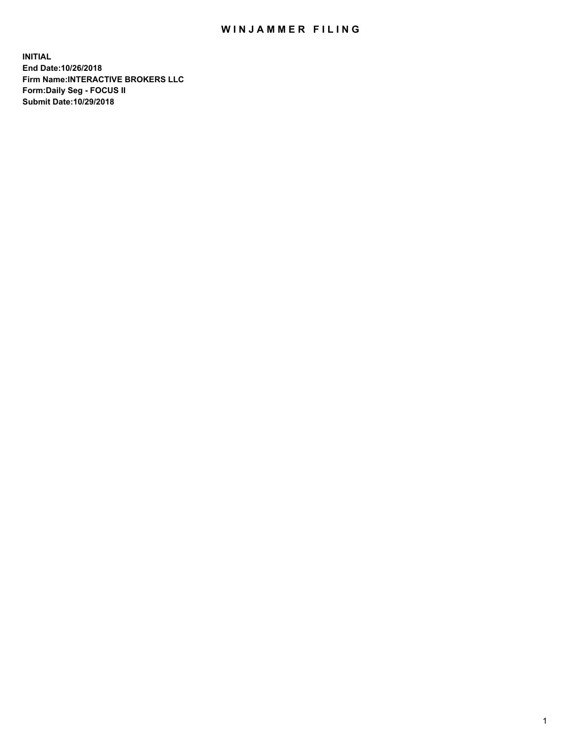# WINJAMMER FILING

**INITIAL**
**End Date:10/26/2018**
**Firm Name:INTERACTIVE BROKERS LLC**
**Form:Daily Seg - FOCUS II**
**Submit Date:10/29/2018**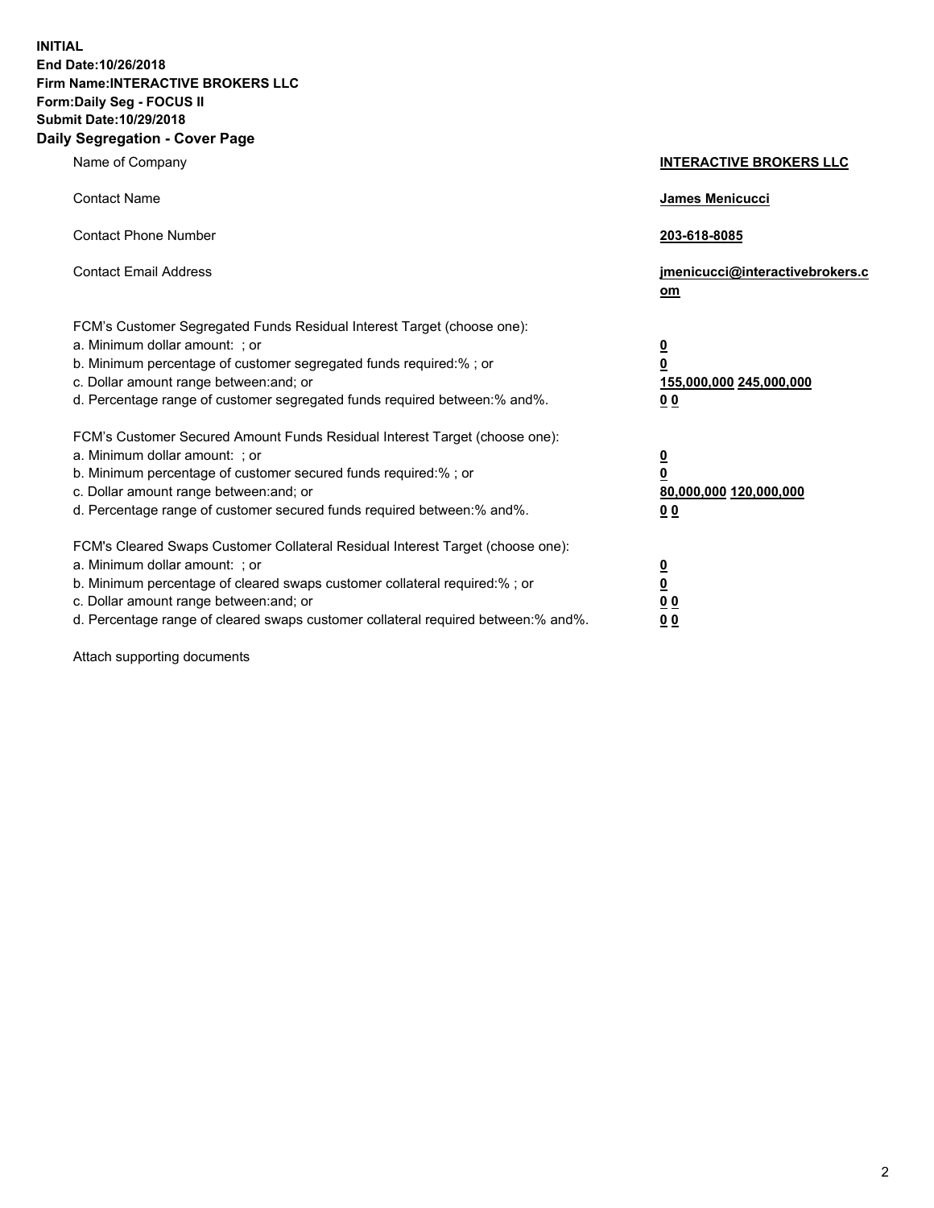**INITIAL**
**End Date:10/26/2018**
**Firm Name:INTERACTIVE BROKERS LLC**
**Form:Daily Seg - FOCUS II**
**Submit Date:10/29/2018**

## Daily Segregation - Cover Page

| | |
|---|---|
| Name of Company | **INTERACTIVE BROKERS LLC** |
| Contact Name | **James Menicucci** |
| Contact Phone Number | **203-618-8085** |
| Contact Email Address | **jmenicucci@interactivebrokers.com** |
| FCM's Customer Segregated Funds Residual Interest Target (choose one): | |
| a. Minimum dollar amount: ; or | **0** |
| b. Minimum percentage of customer segregated funds required:% ; or | **0** |
| c. Dollar amount range between:and; or | **155,000,000 245,000,000** |
| d. Percentage range of customer segregated funds required between:% and%. | **0 0** |
| FCM's Customer Secured Amount Funds Residual Interest Target (choose one): | |
| a. Minimum dollar amount: ; or | **0** |
| b. Minimum percentage of customer secured funds required:% ; or | **0** |
| c. Dollar amount range between:and; or | **80,000,000 120,000,000** |
| d. Percentage range of customer secured funds required between:% and%. | **0 0** |
| FCM's Cleared Swaps Customer Collateral Residual Interest Target (choose one): | |
| a. Minimum dollar amount: ; or | **0** |
| b. Minimum percentage of cleared swaps customer collateral required:% ; or | **0** |
| c. Dollar amount range between:and; or | **0 0** |
| d. Percentage range of cleared swaps customer collateral required between:% and%. | **0 0** |

Attach supporting documents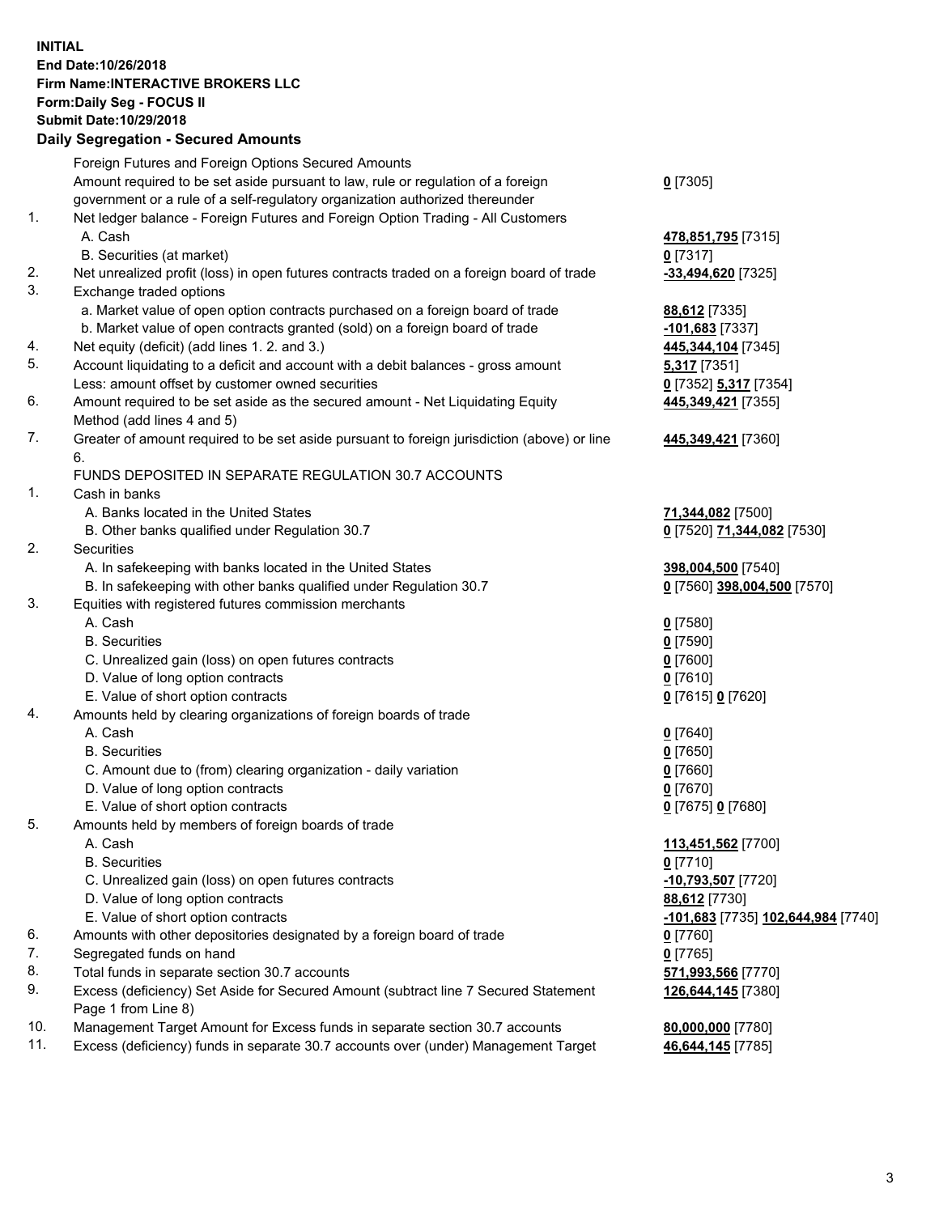**INITIAL**
**End Date:10/26/2018**
**Firm Name:INTERACTIVE BROKERS LLC**
**Form:Daily Seg - FOCUS II**
**Submit Date:10/29/2018**

## Daily Segregation - Secured Amounts

| | | |
|---|---|---|
| | Foreign Futures and Foreign Options Secured Amounts | |
| | Amount required to be set aside pursuant to law, rule or regulation of a foreign government or a rule of a self-regulatory organization authorized thereunder | **0** [7305] |
| 1. | Net ledger balance - Foreign Futures and Foreign Option Trading - All Customers | |
| | A. Cash | **478,851,795** [7315] |
| | B. Securities (at market) | **0** [7317] |
| 2. | Net unrealized profit (loss) in open futures contracts traded on a foreign board of trade | **-33,494,620** [7325] |
| 3. | Exchange traded options | |
| | a. Market value of open option contracts purchased on a foreign board of trade | **88,612** [7335] |
| | b. Market value of open contracts granted (sold) on a foreign board of trade | **-101,683** [7337] |
| 4. | Net equity (deficit) (add lines 1. 2. and 3.) | **445,344,104** [7345] |
| 5. | Account liquidating to a deficit and account with a debit balances - gross amount | **5,317** [7351] |
| | Less: amount offset by customer owned securities | **0** [7352] **5,317** [7354] |
| 6. | Amount required to be set aside as the secured amount - Net Liquidating Equity Method (add lines 4 and 5) | **445,349,421** [7355] |
| 7. | Greater of amount required to be set aside pursuant to foreign jurisdiction (above) or line 6. | **445,349,421** [7360] |
| | FUNDS DEPOSITED IN SEPARATE REGULATION 30.7 ACCOUNTS | |
| 1. | Cash in banks | |
| | A. Banks located in the United States | **71,344,082** [7500] |
| | B. Other banks qualified under Regulation 30.7 | **0** [7520] **71,344,082** [7530] |
| 2. | Securities | |
| | A. In safekeeping with banks located in the United States | **398,004,500** [7540] |
| | B. In safekeeping with other banks qualified under Regulation 30.7 | **0** [7560] **398,004,500** [7570] |
| 3. | Equities with registered futures commission merchants | |
| | A. Cash | **0** [7580] |
| | B. Securities | **0** [7590] |
| | C. Unrealized gain (loss) on open futures contracts | **0** [7600] |
| | D. Value of long option contracts | **0** [7610] |
| | E. Value of short option contracts | **0** [7615] **0** [7620] |
| 4. | Amounts held by clearing organizations of foreign boards of trade | |
| | A. Cash | **0** [7640] |
| | B. Securities | **0** [7650] |
| | C. Amount due to (from) clearing organization - daily variation | **0** [7660] |
| | D. Value of long option contracts | **0** [7670] |
| | E. Value of short option contracts | **0** [7675] **0** [7680] |
| 5. | Amounts held by members of foreign boards of trade | |
| | A. Cash | **113,451,562** [7700] |
| | B. Securities | **0** [7710] |
| | C. Unrealized gain (loss) on open futures contracts | **-10,793,507** [7720] |
| | D. Value of long option contracts | **88,612** [7730] |
| | E. Value of short option contracts | **-101,683** [7735] **102,644,984** [7740] |
| 6. | Amounts with other depositories designated by a foreign board of trade | **0** [7760] |
| 7. | Segregated funds on hand | **0** [7765] |
| 8. | Total funds in separate section 30.7 accounts | **571,993,566** [7770] |
| 9. | Excess (deficiency) Set Aside for Secured Amount (subtract line 7 Secured Statement Page 1 from Line 8) | **126,644,145** [7380] |
| 10. | Management Target Amount for Excess funds in separate section 30.7 accounts | **80,000,000** [7780] |
| 11. | Excess (deficiency) funds in separate 30.7 accounts over (under) Management Target | **46,644,145** [7785] |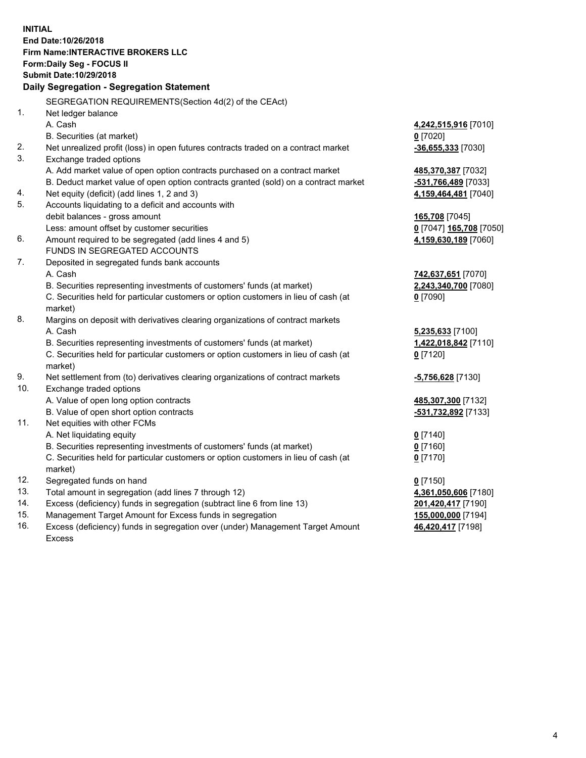**INITIAL**
**End Date:10/26/2018**
**Firm Name:INTERACTIVE BROKERS LLC**
**Form:Daily Seg - FOCUS II**
**Submit Date:10/29/2018**
**Daily Segregation - Segregation Statement**

| | | |
|---|---|---|
| | SEGREGATION REQUIREMENTS(Section 4d(2) of the CEAct) | |
| 1. | Net ledger balance | |
| | A. Cash | **4,242,515,916** [7010] |
| | B. Securities (at market) | **0** [7020] |
| 2. | Net unrealized profit (loss) in open futures contracts traded on a contract market | **-36,655,333** [7030] |
| 3. | Exchange traded options | |
| | A. Add market value of open option contracts purchased on a contract market | **485,370,387** [7032] |
| | B. Deduct market value of open option contracts granted (sold) on a contract market | **-531,766,489** [7033] |
| 4. | Net equity (deficit) (add lines 1, 2 and 3) | **4,159,464,481** [7040] |
| 5. | Accounts liquidating to a deficit and accounts with | |
| | debit balances - gross amount | **165,708** [7045] |
| | Less: amount offset by customer securities | **0** [7047] **165,708** [7050] |
| 6. | Amount required to be segregated (add lines 4 and 5) | **4,159,630,189** [7060] |
| | FUNDS IN SEGREGATED ACCOUNTS | |
| 7. | Deposited in segregated funds bank accounts | |
| | A. Cash | **742,637,651** [7070] |
| | B. Securities representing investments of customers' funds (at market) | **2,243,340,700** [7080] |
| | C. Securities held for particular customers or option customers in lieu of cash (at market) | **0** [7090] |
| 8. | Margins on deposit with derivatives clearing organizations of contract markets | |
| | A. Cash | **5,235,633** [7100] |
| | B. Securities representing investments of customers' funds (at market) | **1,422,018,842** [7110] |
| | C. Securities held for particular customers or option customers in lieu of cash (at market) | **0** [7120] |
| 9. | Net settlement from (to) derivatives clearing organizations of contract markets | **-5,756,628** [7130] |
| 10. | Exchange traded options | |
| | A. Value of open long option contracts | **485,307,300** [7132] |
| | B. Value of open short option contracts | **-531,732,892** [7133] |
| 11. | Net equities with other FCMs | |
| | A. Net liquidating equity | **0** [7140] |
| | B. Securities representing investments of customers' funds (at market) | **0** [7160] |
| | C. Securities held for particular customers or option customers in lieu of cash (at market) | **0** [7170] |
| 12. | Segregated funds on hand | **0** [7150] |
| 13. | Total amount in segregation (add lines 7 through 12) | **4,361,050,606** [7180] |
| 14. | Excess (deficiency) funds in segregation (subtract line 6 from line 13) | **201,420,417** [7190] |
| 15. | Management Target Amount for Excess funds in segregation | **155,000,000** [7194] |
| 16. | Excess (deficiency) funds in segregation over (under) Management Target Amount Excess | **46,420,417** [7198] |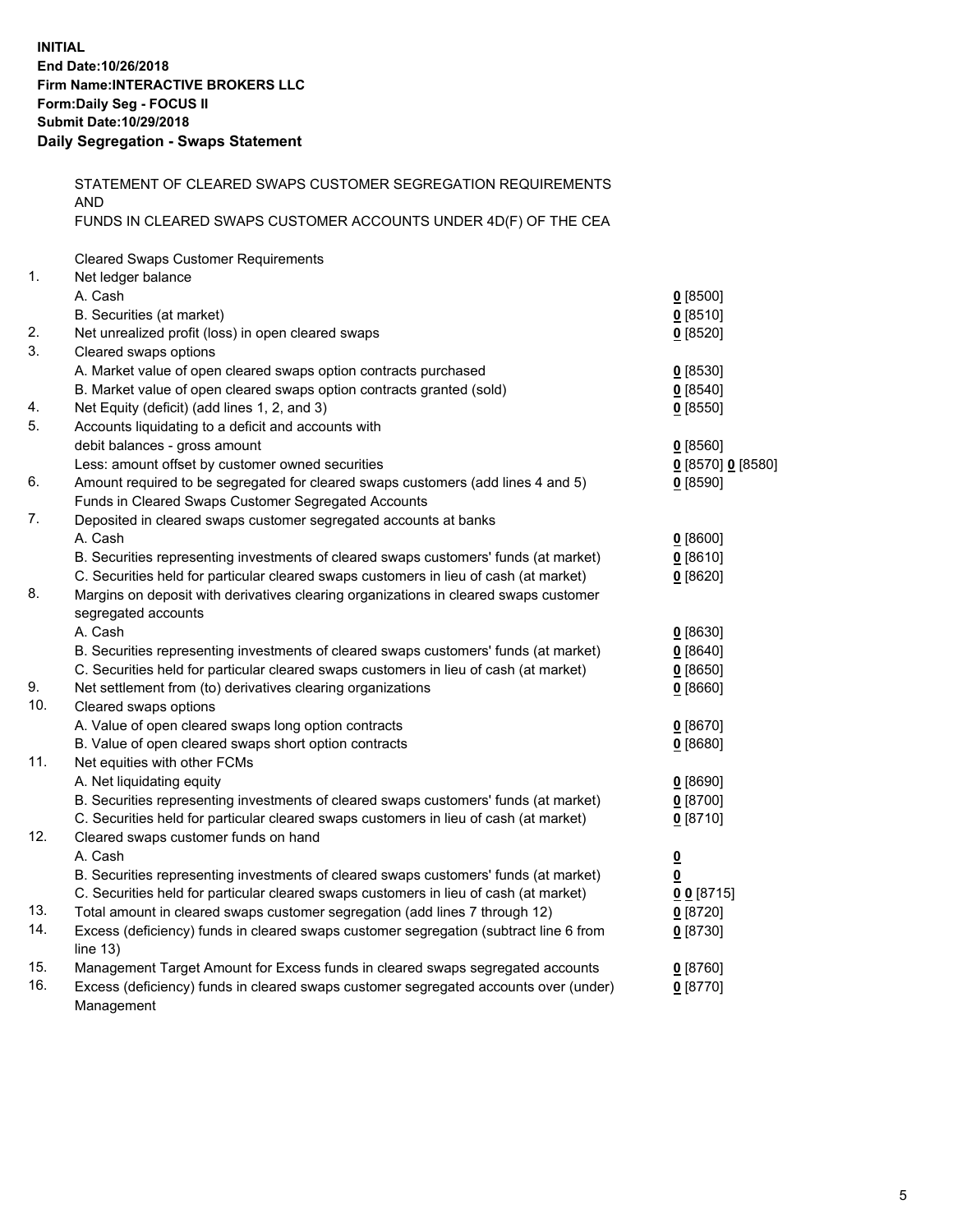**INITIAL**
**End Date:10/26/2018**
**Firm Name:INTERACTIVE BROKERS LLC**
**Form:Daily Seg - FOCUS II**
**Submit Date:10/29/2018**
**Daily Segregation - Swaps Statement**

STATEMENT OF CLEARED SWAPS CUSTOMER SEGREGATION REQUIREMENTS AND FUNDS IN CLEARED SWAPS CUSTOMER ACCOUNTS UNDER 4D(F) OF THE CEA

| | | |
|---|---|---|
| | Cleared Swaps Customer Requirements | |
| 1. | Net ledger balance | |
| | A. Cash | **0** [8500] |
| | B. Securities (at market) | **0** [8510] |
| 2. | Net unrealized profit (loss) in open cleared swaps | **0** [8520] |
| 3. | Cleared swaps options | |
| | A. Market value of open cleared swaps option contracts purchased | **0** [8530] |
| | B. Market value of open cleared swaps option contracts granted (sold) | **0** [8540] |
| 4. | Net Equity (deficit) (add lines 1, 2, and 3) | **0** [8550] |
| 5. | Accounts liquidating to a deficit and accounts with debit balances - gross amount | **0** [8560] |
| | Less: amount offset by customer owned securities | **0** [8570] **0** [8580] |
| 6. | Amount required to be segregated for cleared swaps customers (add lines 4 and 5) | **0** [8590] |
| | Funds in Cleared Swaps Customer Segregated Accounts | |
| 7. | Deposited in cleared swaps customer segregated accounts at banks | |
| | A. Cash | **0** [8600] |
| | B. Securities representing investments of cleared swaps customers' funds (at market) | **0** [8610] |
| | C. Securities held for particular cleared swaps customers in lieu of cash (at market) | **0** [8620] |
| 8. | Margins on deposit with derivatives clearing organizations in cleared swaps customer segregated accounts | |
| | A. Cash | **0** [8630] |
| | B. Securities representing investments of cleared swaps customers' funds (at market) | **0** [8640] |
| | C. Securities held for particular cleared swaps customers in lieu of cash (at market) | **0** [8650] |
| 9. | Net settlement from (to) derivatives clearing organizations | **0** [8660] |
| 10. | Cleared swaps options | |
| | A. Value of open cleared swaps long option contracts | **0** [8670] |
| | B. Value of open cleared swaps short option contracts | **0** [8680] |
| 11. | Net equities with other FCMs | |
| | A. Net liquidating equity | **0** [8690] |
| | B. Securities representing investments of cleared swaps customers' funds (at market) | **0** [8700] |
| | C. Securities held for particular cleared swaps customers in lieu of cash (at market) | **0** [8710] |
| 12. | Cleared swaps customer funds on hand | |
| | A. Cash | **0** |
| | B. Securities representing investments of cleared swaps customers' funds (at market) | **0** |
| | C. Securities held for particular cleared swaps customers in lieu of cash (at market) | **0** **0** [8715] |
| 13. | Total amount in cleared swaps customer segregation (add lines 7 through 12) | **0** [8720] |
| 14. | Excess (deficiency) funds in cleared swaps customer segregation (subtract line 6 from line 13) | **0** [8730] |
| 15. | Management Target Amount for Excess funds in cleared swaps segregated accounts | **0** [8760] |
| 16. | Excess (deficiency) funds in cleared swaps customer segregated accounts over (under) Management | **0** [8770] |